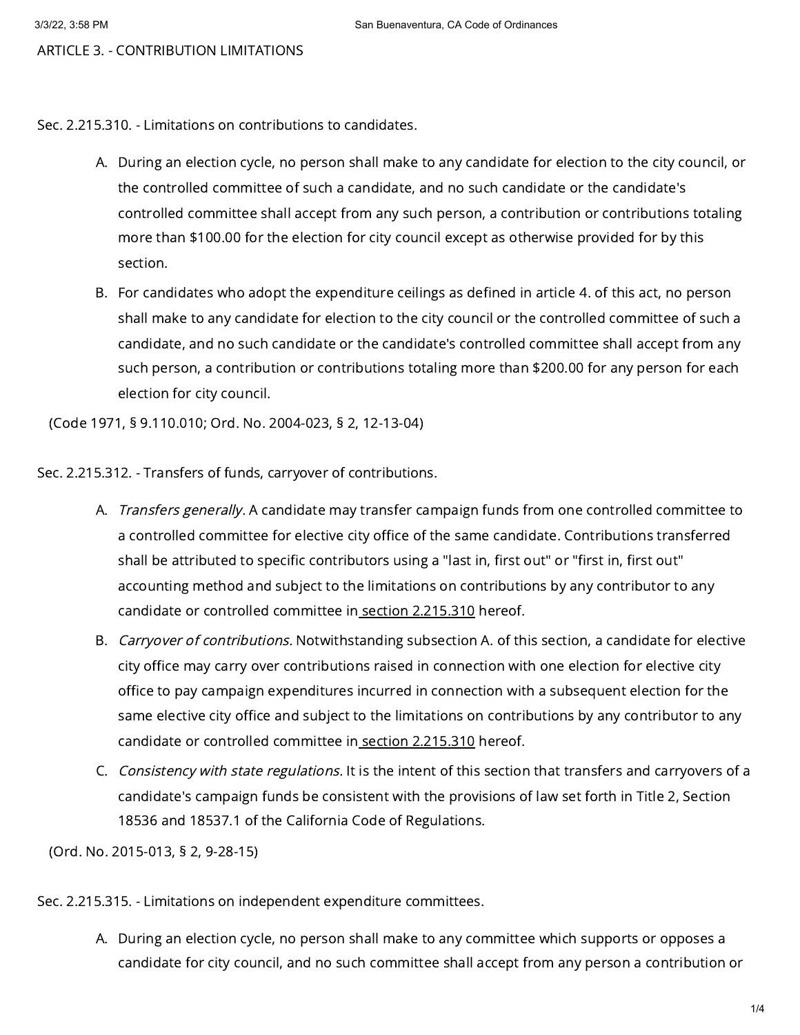# ARTICLE 3. - CONTRIBUTION LIMITATIONS

## Sec. 2.215.310. - Limitations on contributions to candidates.

A. During an election cycle, no person shall make to any candidate for election to the city council, or the controlled committee of such a candidate, and no such candidate or the candidate's controlled committee shall accept from any such person, a contribution or contributions totaling more than $100.00 for the election for city council except as otherwise provided for by this section.

B. For candidates who adopt the expenditure ceilings as defined in article 4. of this act, no person shall make to any candidate for election to the city council or the controlled committee of such a candidate, and no such candidate or the candidate's controlled committee shall accept from any such person, a contribution or contributions totaling more than $200.00 for any person for each election for city council.

(Code 1971, § 9.110.010; Ord. No. 2004-023, § 2, 12-13-04)

## Sec. 2.215.312. - Transfers of funds, carryover of contributions.

A. *Transfers generally.* A candidate may transfer campaign funds from one controlled committee to a controlled committee for elective city office of the same candidate. Contributions transferred shall be attributed to specific contributors using a "last in, first out" or "first in, first out" accounting method and subject to the limitations on contributions by any contributor to any candidate or controlled committee in section 2.215.310 hereof.

B. *Carryover of contributions.* Notwithstanding subsection A. of this section, a candidate for elective city office may carry over contributions raised in connection with one election for elective city office to pay campaign expenditures incurred in connection with a subsequent election for the same elective city office and subject to the limitations on contributions by any contributor to any candidate or controlled committee in section 2.215.310 hereof.

C. *Consistency with state regulations.* It is the intent of this section that transfers and carryovers of a candidate's campaign funds be consistent with the provisions of law set forth in Title 2, Section 18536 and 18537.1 of the California Code of Regulations.

(Ord. No. 2015-013, § 2, 9-28-15)

## Sec. 2.215.315. - Limitations on independent expenditure committees.

A. During an election cycle, no person shall make to any committee which supports or opposes a candidate for city council, and no such committee shall accept from any person a contribution or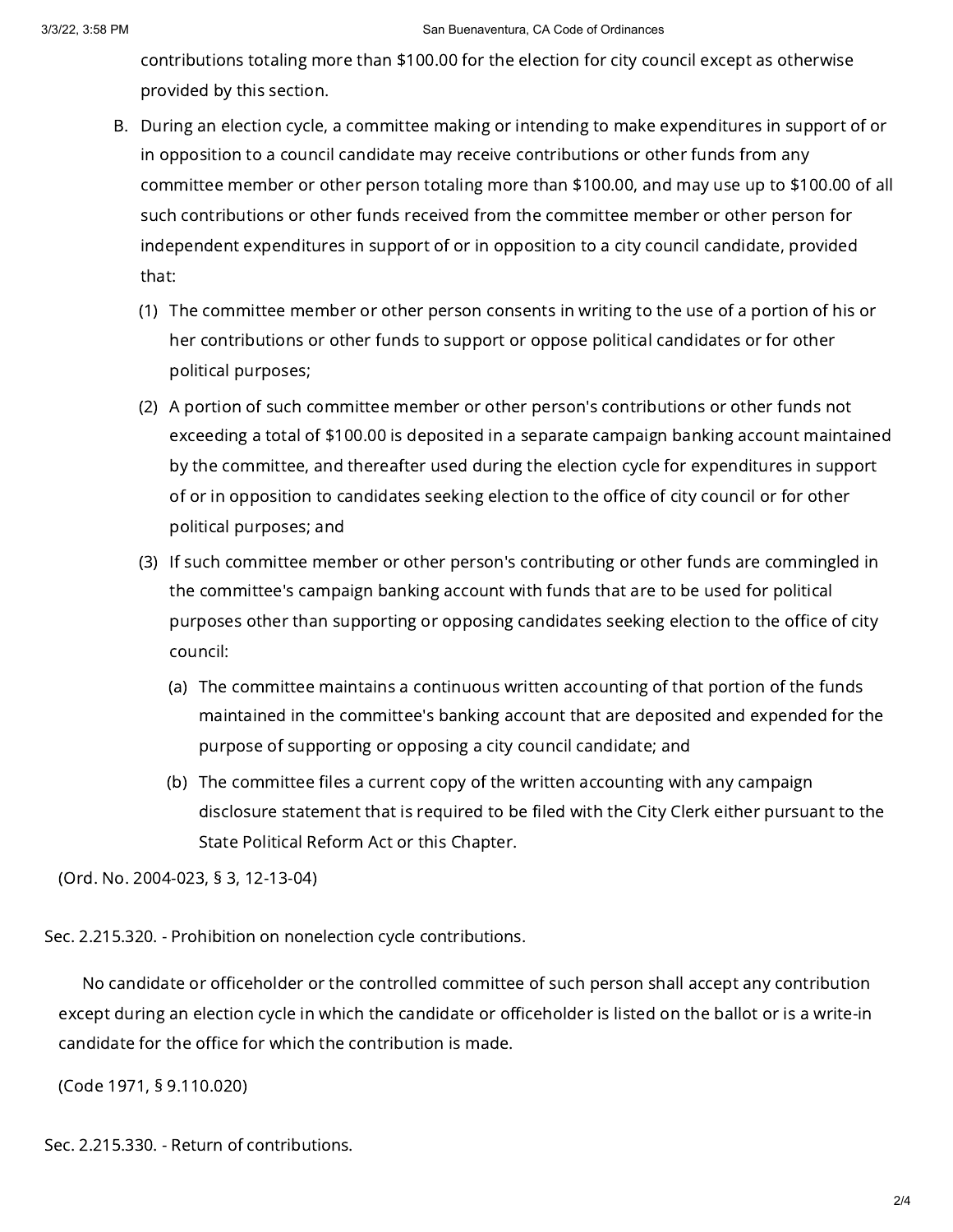contributions totaling more than $100.00 for the election for city council except as otherwise provided by this section.

B. During an election cycle, a committee making or intending to make expenditures in support of or in opposition to a council candidate may receive contributions or other funds from any committee member or other person totaling more than $100.00, and may use up to $100.00 of all such contributions or other funds received from the committee member or other person for independent expenditures in support of or in opposition to a city council candidate, provided that:

   (1) The committee member or other person consents in writing to the use of a portion of his or her contributions or other funds to support or oppose political candidates or for other political purposes;

   (2) A portion of such committee member or other person's contributions or other funds not exceeding a total of $100.00 is deposited in a separate campaign banking account maintained by the committee, and thereafter used during the election cycle for expenditures in support of or in opposition to candidates seeking election to the office of city council or for other political purposes; and

   (3) If such committee member or other person's contributing or other funds are commingled in the committee's campaign banking account with funds that are to be used for political purposes other than supporting or opposing candidates seeking election to the office of city council:

      (a) The committee maintains a continuous written accounting of that portion of the funds maintained in the committee's banking account that are deposited and expended for the purpose of supporting or opposing a city council candidate; and

      (b) The committee files a current copy of the written accounting with any campaign disclosure statement that is required to be filed with the City Clerk either pursuant to the State Political Reform Act or this Chapter.

(Ord. No. 2004-023, § 3, 12-13-04)

Sec. 2.215.320. - Prohibition on nonelection cycle contributions.

No candidate or officeholder or the controlled committee of such person shall accept any contribution except during an election cycle in which the candidate or officeholder is listed on the ballot or is a write-in candidate for the office for which the contribution is made.

(Code 1971, § 9.110.020)

Sec. 2.215.330. - Return of contributions.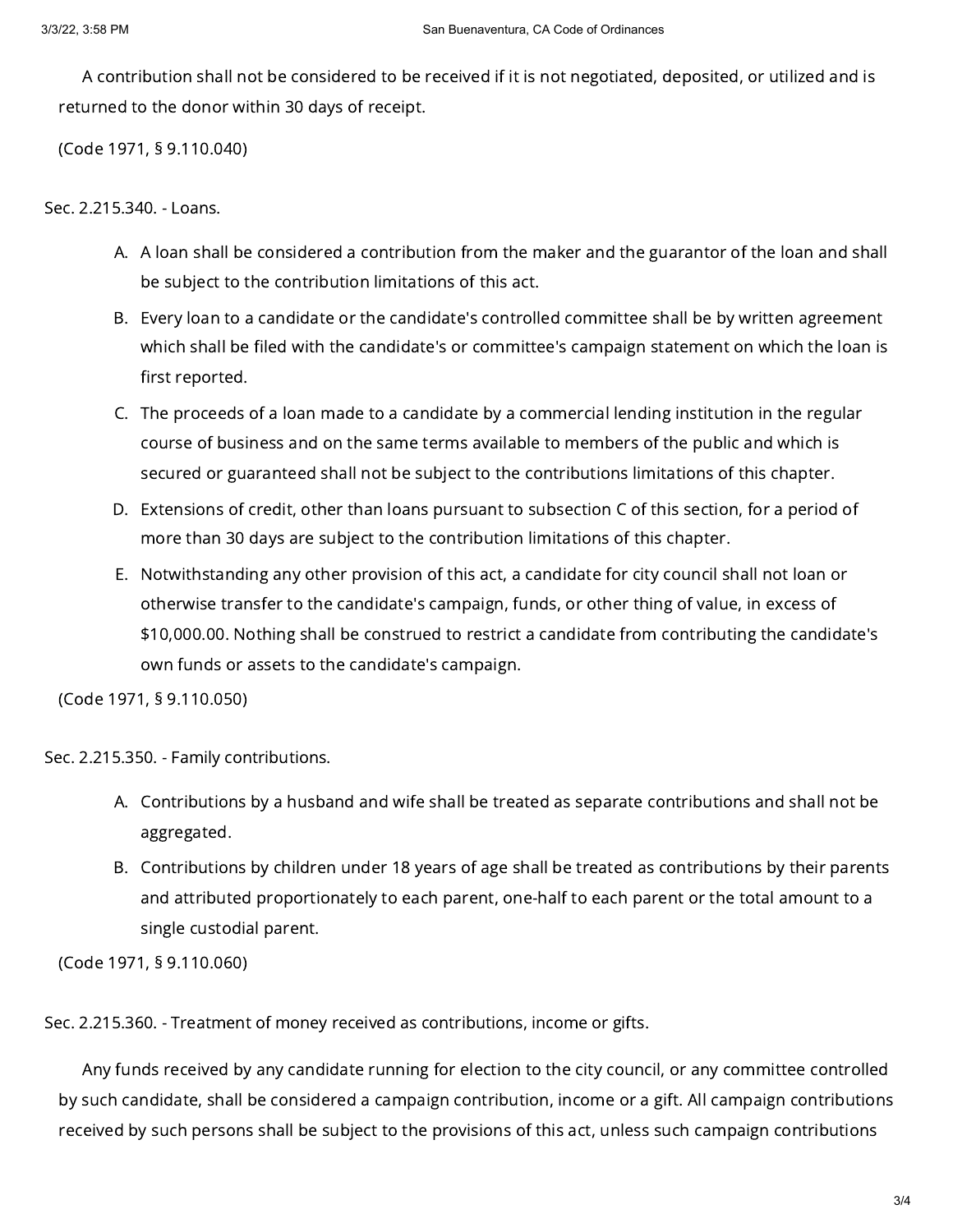A contribution shall not be considered to be received if it is not negotiated, deposited, or utilized and is returned to the donor within 30 days of receipt.

(Code 1971, § 9.110.040)

## Sec. 2.215.340. - Loans.

A. A loan shall be considered a contribution from the maker and the guarantor of the loan and shall be subject to the contribution limitations of this act.

B. Every loan to a candidate or the candidate's controlled committee shall be by written agreement which shall be filed with the candidate's or committee's campaign statement on which the loan is first reported.

C. The proceeds of a loan made to a candidate by a commercial lending institution in the regular course of business and on the same terms available to members of the public and which is secured or guaranteed shall not be subject to the contributions limitations of this chapter.

D. Extensions of credit, other than loans pursuant to subsection C of this section, for a period of more than 30 days are subject to the contribution limitations of this chapter.

E. Notwithstanding any other provision of this act, a candidate for city council shall not loan or otherwise transfer to the candidate's campaign, funds, or other thing of value, in excess of $10,000.00. Nothing shall be construed to restrict a candidate from contributing the candidate's own funds or assets to the candidate's campaign.

(Code 1971, § 9.110.050)

## Sec. 2.215.350. - Family contributions.

A. Contributions by a husband and wife shall be treated as separate contributions and shall not be aggregated.

B. Contributions by children under 18 years of age shall be treated as contributions by their parents and attributed proportionately to each parent, one-half to each parent or the total amount to a single custodial parent.

(Code 1971, § 9.110.060)

## Sec. 2.215.360. - Treatment of money received as contributions, income or gifts.

Any funds received by any candidate running for election to the city council, or any committee controlled by such candidate, shall be considered a campaign contribution, income or a gift. All campaign contributions received by such persons shall be subject to the provisions of this act, unless such campaign contributions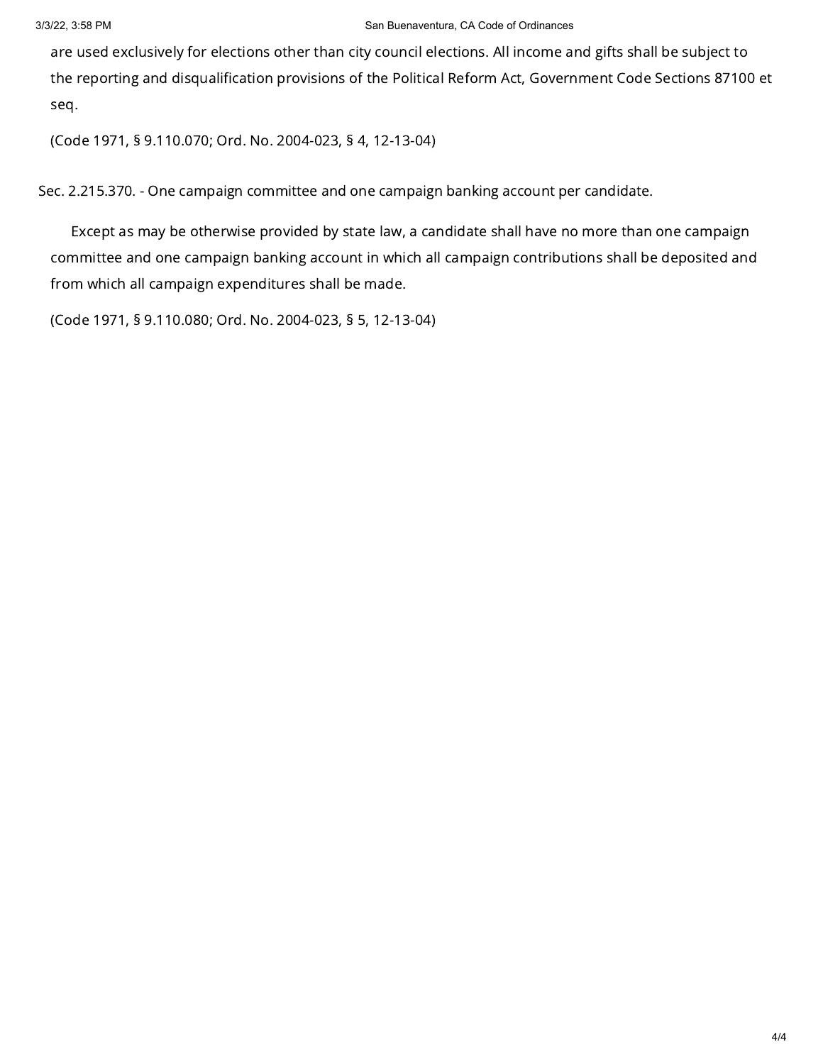are used exclusively for elections other than city council elections. All income and gifts shall be subject to the reporting and disqualification provisions of the Political Reform Act, Government Code Sections 87100 et seq.

(Code 1971, § 9.110.070; Ord. No. 2004-023, § 4, 12-13-04)

### Sec. 2.215.370. - One campaign committee and one campaign banking account per candidate.

Except as may be otherwise provided by state law, a candidate shall have no more than one campaign committee and one campaign banking account in which all campaign contributions shall be deposited and from which all campaign expenditures shall be made.

(Code 1971, § 9.110.080; Ord. No. 2004-023, § 5, 12-13-04)